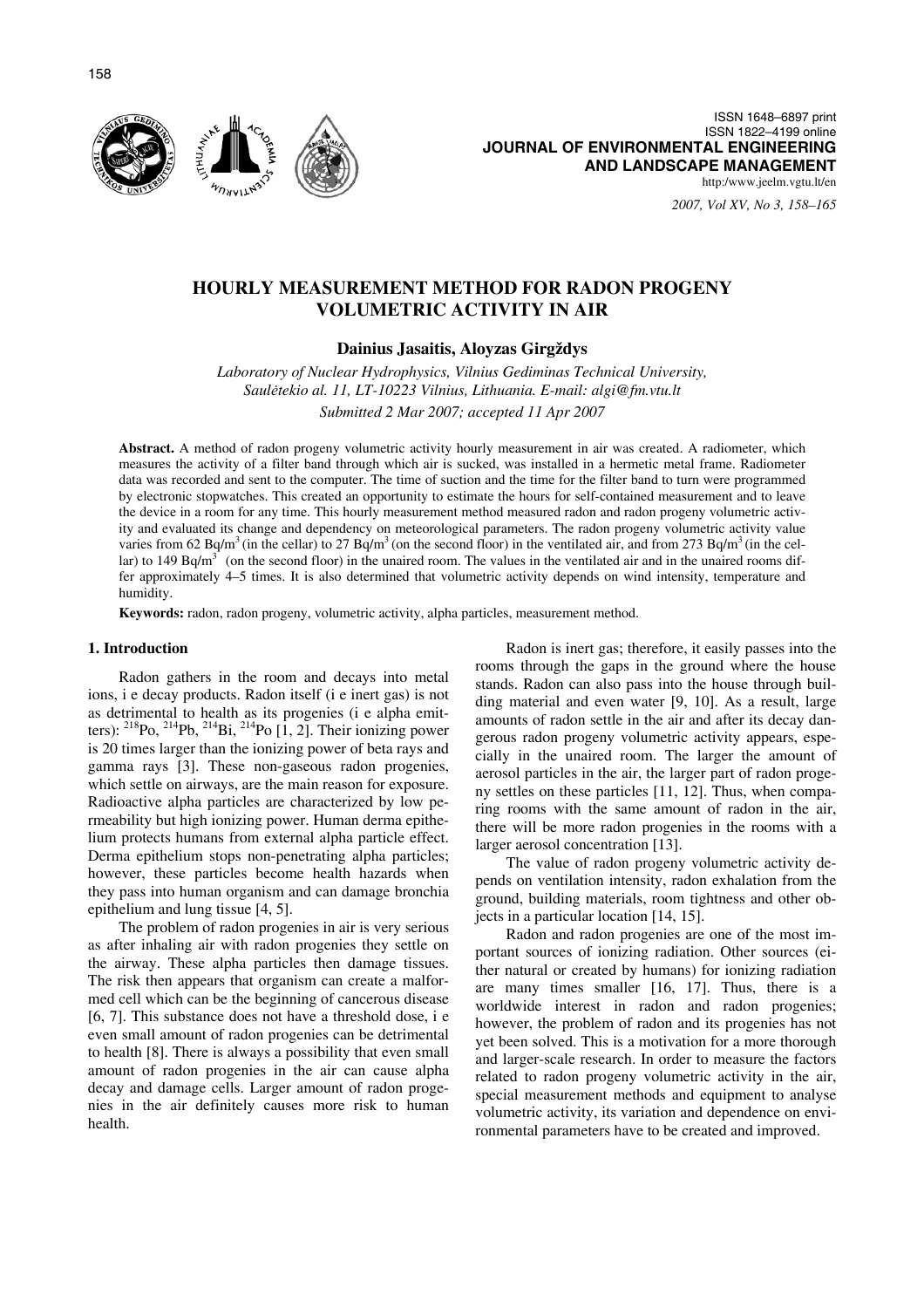# HOURLY MEASUREMENT METHOD FOR RADON PROGENY VOLUMETRIC ACTIVITY IN AIR

**Dainius Jasaitis, Aloyzas Girgždys**

*Laboratory of Nuclear Hydrophysics, Vilnius Gediminas Technical University, Saulėtekio al. 11, LT-10223 Vilnius, Lithuania. E-mail: algi@fm.vtu.lt*

*Submitted 2 Mar 2007; accepted 11 Apr 2007*

**Abstract.** A method of radon progeny volumetric activity hourly measurement in air was created. A radiometer, which measures the activity of a filter band through which air is sucked, was installed in a hermetic metal frame. Radiometer data was recorded and sent to the computer. The time of suction and the time for the filter band to turn were programmed by electronic stopwatches. This created an opportunity to estimate the hours for self-contained measurement and to leave the device in a room for any time. This hourly measurement method measured radon and radon progeny volumetric activity and evaluated its change and dependency on meteorological parameters. The radon progeny volumetric activity value varies from 62 $Bq/m^3$ (in the cellar) to 27 $Bq/m^3$ (on the second floor) in the ventilated air, and from 273 $Bq/m^3$ (in the cellar) to 149 $Bq/m^3$ (on the second floor) in the unaired room. The values in the ventilated air and in the unaired rooms differ approximately 4–5 times. It is also determined that volumetric activity depends on wind intensity, temperature and humidity.

**Keywords:** radon, radon progeny, volumetric activity, alpha particles, measurement method.

## 1. Introduction

Radon gathers in the room and decays into metal ions, i e decay products. Radon itself (i e inert gas) is not as detrimental to health as its progenies (i e alpha emitters): $^{218}Po$, $^{214}Pb$, $^{214}Bi$, $^{214}Po$ [1, 2]. Their ionizing power is 20 times larger than the ionizing power of beta rays and gamma rays [3]. These non-gaseous radon progenies, which settle on airways, are the main reason for exposure. Radioactive alpha particles are characterized by low permeability but high ionizing power. Human derma epithelium protects humans from external alpha particle effect. Derma epithelium stops non-penetrating alpha particles; however, these particles become health hazards when they pass into human organism and can damage bronchia epithelium and lung tissue [4, 5].

The problem of radon progenies in air is very serious as after inhaling air with radon progenies they settle on the airway. These alpha particles then damage tissues. The risk then appears that organism can create a malformed cell which can be the beginning of cancerous disease [6, 7]. This substance does not have a threshold dose, i e even small amount of radon progenies can be detrimental to health [8]. There is always a possibility that even small amount of radon progenies in the air can cause alpha decay and damage cells. Larger amount of radon progenies in the air definitely causes more risk to human health.

Radon is inert gas; therefore, it easily passes into the rooms through the gaps in the ground where the house stands. Radon can also pass into the house through building material and even water [9, 10]. As a result, large amounts of radon settle in the air and after its decay dangerous radon progeny volumetric activity appears, especially in the unaired room. The larger the amount of aerosol particles in the air, the larger part of radon progeny settles on these particles [11, 12]. Thus, when comparing rooms with the same amount of radon in the air, there will be more radon progenies in the rooms with a larger aerosol concentration [13].

The value of radon progeny volumetric activity depends on ventilation intensity, radon exhalation from the ground, building materials, room tightness and other objects in a particular location [14, 15].

Radon and radon progenies are one of the most important sources of ionizing radiation. Other sources (either natural or created by humans) for ionizing radiation are many times smaller [16, 17]. Thus, there is a worldwide interest in radon and radon progenies; however, the problem of radon and its progenies has not yet been solved. This is a motivation for a more thorough and larger-scale research. In order to measure the factors related to radon progeny volumetric activity in the air, special measurement methods and equipment to analyse volumetric activity, its variation and dependence on environmental parameters have to be created and improved.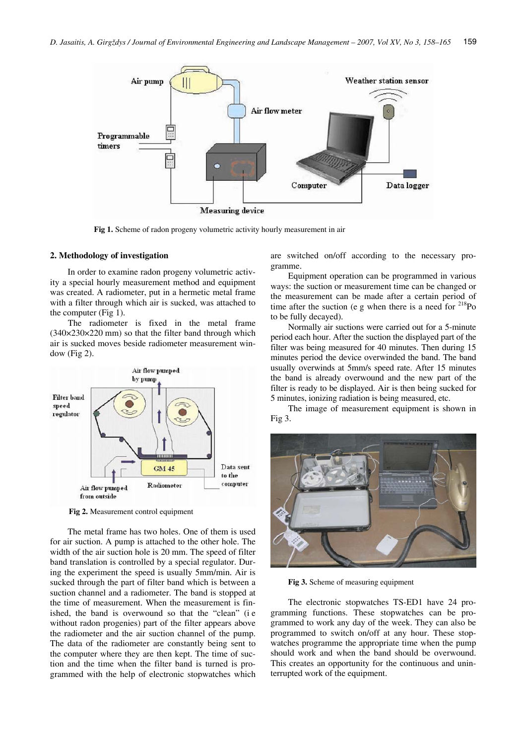Fig 1. Scheme of radon progeny volumetric activity hourly measurement in air

## 2. Methodology of investigation

In order to examine radon progeny volumetric activity a special hourly measurement method and equipment was created. A radiometer, put in a hermetic metal frame with a filter through which air is sucked, was attached to the computer (Fig 1).

The radiometer is fixed in the metal frame (340×230×220 mm) so that the filter band through which air is sucked moves beside radiometer measurement window (Fig 2).

Fig 2. Measurement control equipment

The metal frame has two holes. One of them is used for air suction. A pump is attached to the other hole. The width of the air suction hole is 20 mm. The speed of filter band translation is controlled by a special regulator. During the experiment the speed is usually 5mm/min. Air is sucked through the part of filter band which is between a suction channel and a radiometer. The band is stopped at the time of measurement. When the measurement is finished, the band is overwound so that the "clean" (i e without radon progenies) part of the filter appears above the radiometer and the air suction channel of the pump. The data of the radiometer are constantly being sent to the computer where they are then kept. The time of suction and the time when the filter band is turned is programmed with the help of electronic stopwatches which are switched on/off according to the necessary programme.

Equipment operation can be programmed in various ways: the suction or measurement time can be changed or the measurement can be made after a certain period of time after the suction (e g when there is a need for $^{218}$Po to be fully decayed).

Normally air suctions were carried out for a 5-minute period each hour. After the suction the displayed part of the filter was being measured for 40 minutes. Then during 15 minutes period the device overwinded the band. The band usually overwinds at 5mm/s speed rate. After 15 minutes the band is already overwound and the new part of the filter is ready to be displayed. Air is then being sucked for 5 minutes, ionizing radiation is being measured, etc.

The image of measurement equipment is shown in Fig 3.

Fig 3. Scheme of measuring equipment

The electronic stopwatches TS-ED1 have 24 programming functions. These stopwatches can be programmed to work any day of the week. They can also be programmed to switch on/off at any hour. These stopwatches programme the appropriate time when the pump should work and when the band should be overwound. This creates an opportunity for the continuous and uninterrupted work of the equipment.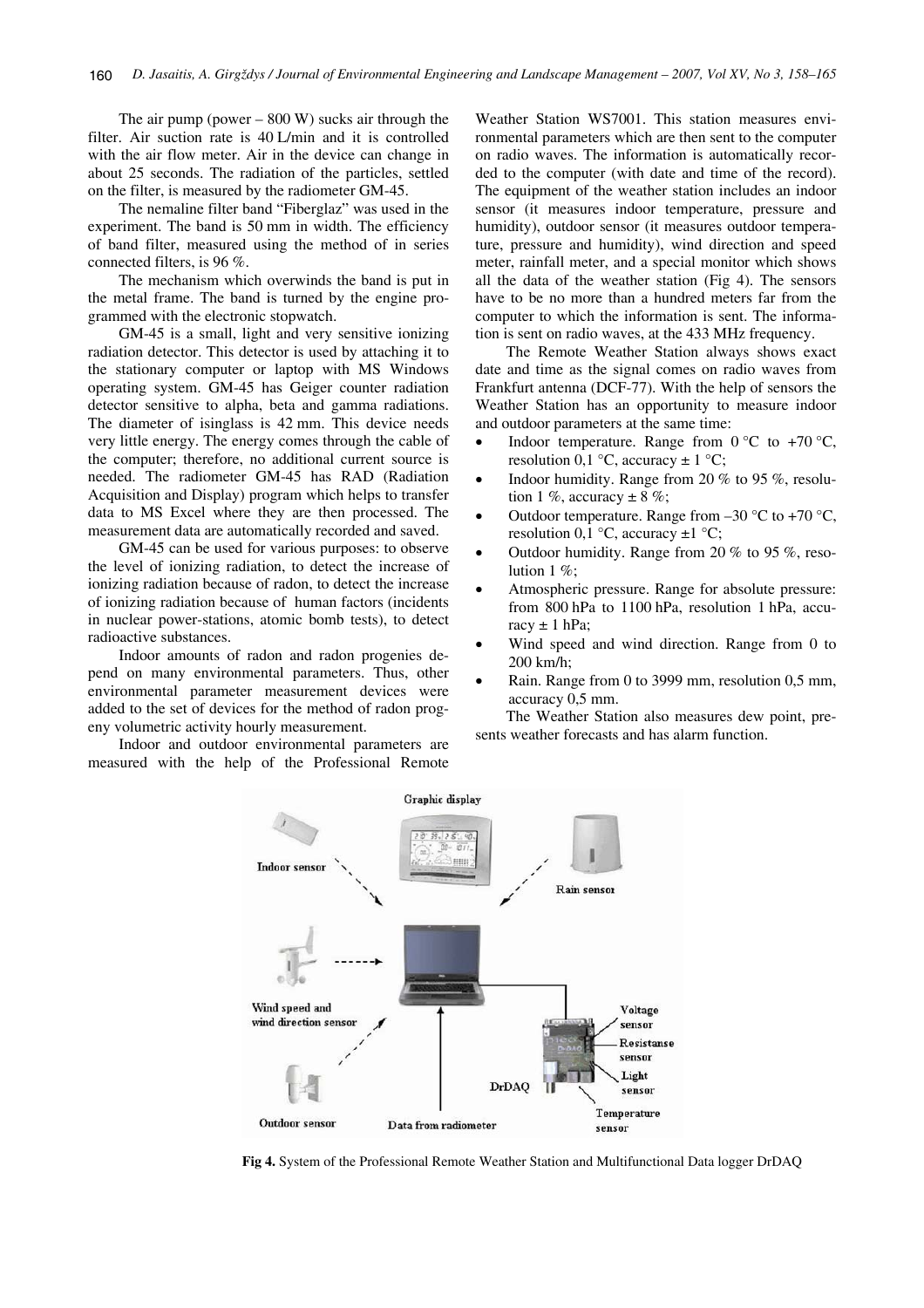The air pump (power – 800 W) sucks air through the filter. Air suction rate is 40 L/min and it is controlled with the air flow meter. Air in the device can change in about 25 seconds. The radiation of the particles, settled on the filter, is measured by the radiometer GM-45.

The nemaline filter band "Fiberglaz" was used in the experiment. The band is 50 mm in width. The efficiency of band filter, measured using the method of in series connected filters, is 96 %.

The mechanism which overwinds the band is put in the metal frame. The band is turned by the engine programmed with the electronic stopwatch.

GM-45 is a small, light and very sensitive ionizing radiation detector. This detector is used by attaching it to the stationary computer or laptop with MS Windows operating system. GM-45 has Geiger counter radiation detector sensitive to alpha, beta and gamma radiations. The diameter of isinglass is 42 mm. This device needs very little energy. The energy comes through the cable of the computer; therefore, no additional current source is needed. The radiometer GM-45 has RAD (Radiation Acquisition and Display) program which helps to transfer data to MS Excel where they are then processed. The measurement data are automatically recorded and saved.

GM-45 can be used for various purposes: to observe the level of ionizing radiation, to detect the increase of ionizing radiation because of radon, to detect the increase of ionizing radiation because of human factors (incidents in nuclear power-stations, atomic bomb tests), to detect radioactive substances.

Indoor amounts of radon and radon progenies depend on many environmental parameters. Thus, other environmental parameter measurement devices were added to the set of devices for the method of radon progeny volumetric activity hourly measurement.

Indoor and outdoor environmental parameters are measured with the help of the Professional Remote Weather Station WS7001. This station measures environmental parameters which are then sent to the computer on radio waves. The information is automatically recorded to the computer (with date and time of the record). The equipment of the weather station includes an indoor sensor (it measures indoor temperature, pressure and humidity), outdoor sensor (it measures outdoor temperature, pressure and humidity), wind direction and speed meter, rainfall meter, and a special monitor which shows all the data of the weather station (Fig 4). The sensors have to be no more than a hundred meters far from the computer to which the information is sent. The information is sent on radio waves, at the 433 MHz frequency.

The Remote Weather Station always shows exact date and time as the signal comes on radio waves from Frankfurt antenna (DCF-77). With the help of sensors the Weather Station has an opportunity to measure indoor and outdoor parameters at the same time:

- Indoor temperature. Range from 0 °C to +70 °C, resolution 0,1 °C, accuracy ± 1 °C;
- Indoor humidity. Range from 20 % to 95 %, resolution 1 %, accuracy ± 8 %;
- Outdoor temperature. Range from –30 °C to +70 °C, resolution 0,1 °C, accuracy ±1 °C;
- Outdoor humidity. Range from 20 % to 95 %, resolution 1 %;
- Atmospheric pressure. Range for absolute pressure: from 800 hPa to 1100 hPa, resolution 1 hPa, accuracy ± 1 hPa;
- Wind speed and wind direction. Range from 0 to 200 km/h;
- Rain. Range from 0 to 3999 mm, resolution 0,5 mm, accuracy 0,5 mm.

The Weather Station also measures dew point, presents weather forecasts and has alarm function.

**Fig 4.** System of the Professional Remote Weather Station and Multifunctional Data logger DrDAQ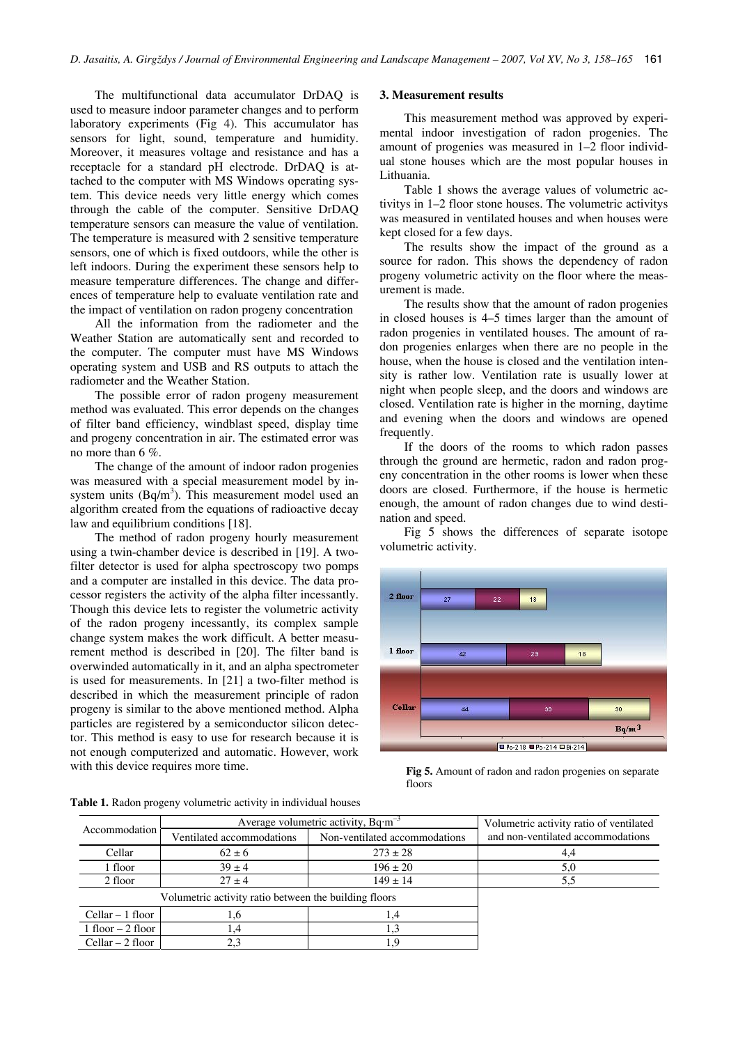The multifunctional data accumulator DrDAQ is used to measure indoor parameter changes and to perform laboratory experiments (Fig 4). This accumulator has sensors for light, sound, temperature and humidity. Moreover, it measures voltage and resistance and has a receptacle for a standard pH electrode. DrDAQ is attached to the computer with MS Windows operating system. This device needs very little energy which comes through the cable of the computer. Sensitive DrDAQ temperature sensors can measure the value of ventilation. The temperature is measured with 2 sensitive temperature sensors, one of which is fixed outdoors, while the other is left indoors. During the experiment these sensors help to measure temperature differences. The change and differences of temperature help to evaluate ventilation rate and the impact of ventilation on radon progeny concentration

All the information from the radiometer and the Weather Station are automatically sent and recorded to the computer. The computer must have MS Windows operating system and USB and RS outputs to attach the radiometer and the Weather Station.

The possible error of radon progeny measurement method was evaluated. This error depends on the changes of filter band efficiency, windblast speed, display time and progeny concentration in air. The estimated error was no more than 6 %.

The change of the amount of indoor radon progenies was measured with a special measurement model by in-system units (Bq/m$^3$). This measurement model used an algorithm created from the equations of radioactive decay law and equilibrium conditions [18].

The method of radon progeny hourly measurement using a twin-chamber device is described in [19]. A two-filter detector is used for alpha spectroscopy two pomps and a computer are installed in this device. The data processor registers the activity of the alpha filter incessantly. Though this device lets to register the volumetric activity of the radon progeny incessantly, its complex sample change system makes the work difficult. A better measurement method is described in [20]. The filter band is overwinded automatically in it, and an alpha spectrometer is used for measurements. In [21] a two-filter method is described in which the measurement principle of radon progeny is similar to the above mentioned method. Alpha particles are registered by a semiconductor silicon detector. This method is easy to use for research because it is not enough computerized and automatic. However, work with this device requires more time.

## 3. Measurement results

This measurement method was approved by experimental indoor investigation of radon progenies. The amount of progenies was measured in 1–2 floor individual stone houses which are the most popular houses in Lithuania.

Table 1 shows the average values of volumetric activitys in 1–2 floor stone houses. The volumetric activitys was measured in ventilated houses and when houses were kept closed for a few days.

The results show the impact of the ground as a source for radon. This shows the dependency of radon progeny volumetric activity on the floor where the measurement is made.

The results show that the amount of radon progenies in closed houses is 4–5 times larger than the amount of radon progenies in ventilated houses. The amount of radon progenies enlarges when there are no people in the house, when the house is closed and the ventilation intensity is rather low. Ventilation rate is usually lower at night when people sleep, and the doors and windows are closed. Ventilation rate is higher in the morning, daytime and evening when the doors and windows are opened frequently.

If the doors of the rooms to which radon passes through the ground are hermetic, radon and radon progeny concentration in the other rooms is lower when these doors are closed. Furthermore, if the house is hermetic enough, the amount of radon changes due to wind destination and speed.

Fig 5 shows the differences of separate isotope volumetric activity.

**Fig 5.** Amount of radon and radon progenies on separate floors

**Table 1.** Radon progeny volumetric activity in individual houses

| Accommodation | Average volumetric activity, Bq·m$^{-3}$ | | Volumetric activity ratio of ventilated and non-ventilated accommodations |
|---|---|---|---|
| | Ventilated accommodations | Non-ventilated accommodations | |
| Cellar | 62 ± 6 | 273 ± 28 | 4,4 |
| 1 floor | 39 ± 4 | 196 ± 20 | 5,0 |
| 2 floor | 27 ± 4 | 149 ± 14 | 5,5 |
| Volumetric activity ratio between the building floors | | | |
| Cellar – 1 floor | 1,6 | 1,4 | |
| 1 floor – 2 floor | 1,4 | 1,3 | |
| Cellar – 2 floor | 2,3 | 1,9 | |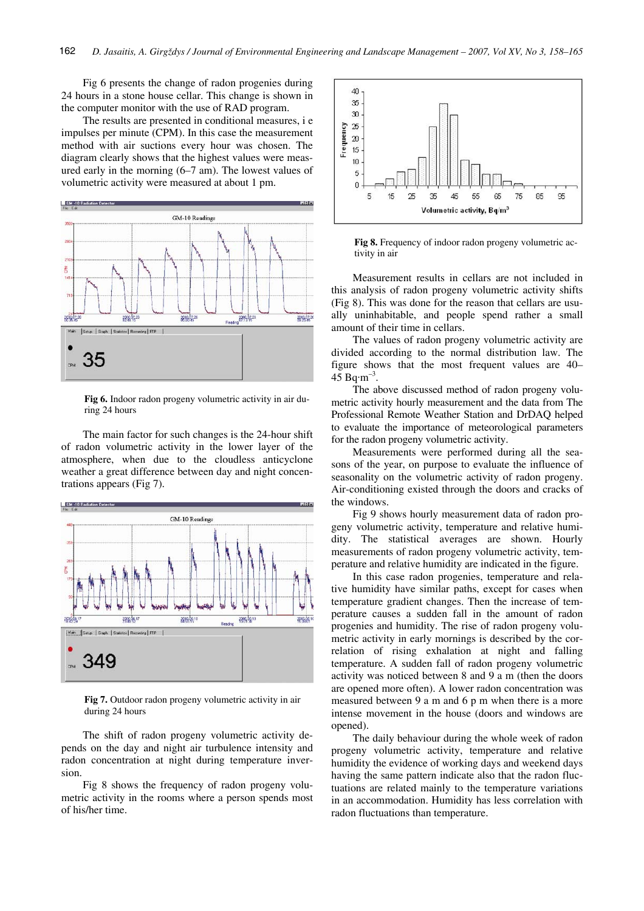Fig 6 presents the change of radon progenies during 24 hours in a stone house cellar. This change is shown in the computer monitor with the use of RAD program.

The results are presented in conditional measures, i e impulses per minute (CPM). In this case the measurement method with air suctions every hour was chosen. The diagram clearly shows that the highest values were measured early in the morning (6–7 am). The lowest values of volumetric activity were measured at about 1 pm.

**Fig 6.** Indoor radon progeny volumetric activity in air during 24 hours

The main factor for such changes is the 24-hour shift of radon volumetric activity in the lower layer of the atmosphere, when due to the cloudless anticyclone weather a great difference between day and night concentrations appears (Fig 7).

**Fig 7.** Outdoor radon progeny volumetric activity in air during 24 hours

The shift of radon progeny volumetric activity depends on the day and night air turbulence intensity and radon concentration at night during temperature inversion.

Fig 8 shows the frequency of radon progeny volumetric activity in the rooms where a person spends most of his/her time.

**Fig 8.** Frequency of indoor radon progeny volumetric activity in air

Measurement results in cellars are not included in this analysis of radon progeny volumetric activity shifts (Fig 8). This was done for the reason that cellars are usually uninhabitable, and people spend rather a small amount of their time in cellars.

The values of radon progeny volumetric activity are divided according to the normal distribution law. The figure shows that the most frequent values are 40–45 $\mathrm{Bq \cdot m^{-3}}$.

The above discussed method of radon progeny volumetric activity hourly measurement and the data from The Professional Remote Weather Station and DrDAQ helped to evaluate the importance of meteorological parameters for the radon progeny volumetric activity.

Measurements were performed during all the seasons of the year, on purpose to evaluate the influence of seasonality on the volumetric activity of radon progeny. Air-conditioning existed through the doors and cracks of the windows.

Fig 9 shows hourly measurement data of radon progeny volumetric activity, temperature and relative humidity. The statistical averages are shown. Hourly measurements of radon progeny volumetric activity, temperature and relative humidity are indicated in the figure.

In this case radon progenies, temperature and relative humidity have similar paths, except for cases when temperature gradient changes. Then the increase of temperature causes a sudden fall in the amount of radon progenies and humidity. The rise of radon progeny volumetric activity in early mornings is described by the correlation of rising exhalation at night and falling temperature. A sudden fall of radon progeny volumetric activity was noticed between 8 and 9 a m (then the doors are opened more often). A lower radon concentration was measured between 9 a m and 6 p m when there is a more intense movement in the house (doors and windows are opened).

The daily behaviour during the whole week of radon progeny volumetric activity, temperature and relative humidity the evidence of working days and weekend days having the same pattern indicate also that the radon fluctuations are related mainly to the temperature variations in an accommodation. Humidity has less correlation with radon fluctuations than temperature.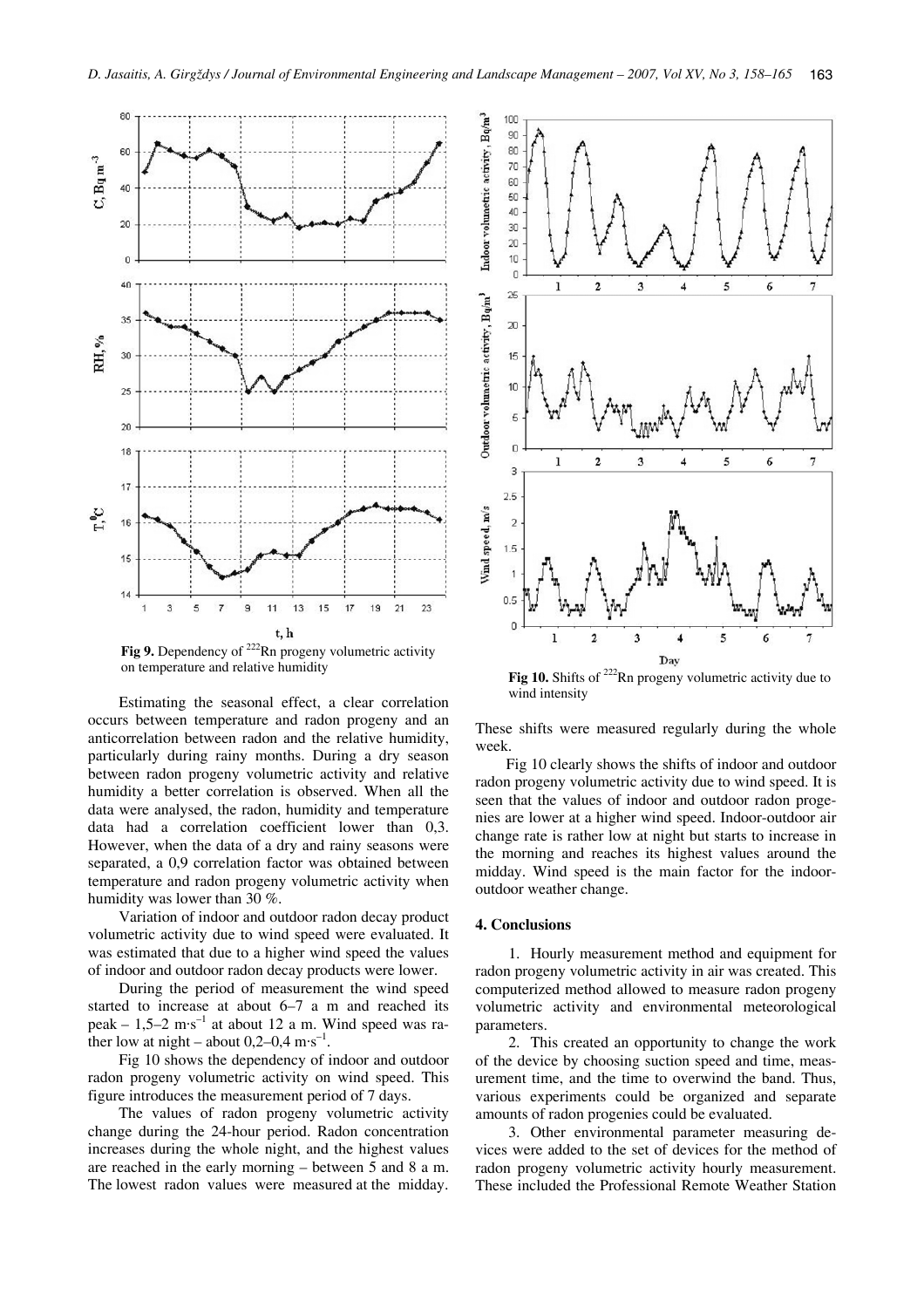**Fig 9.** Dependency of $^{222}$Rn progeny volumetric activity on temperature and relative humidity

**Fig 10.** Shifts of $^{222}$Rn progeny volumetric activity due to wind intensity

Estimating the seasonal effect, a clear correlation occurs between temperature and radon progeny and an anticorrelation between radon and the relative humidity, particularly during rainy months. During a dry season between radon progeny volumetric activity and relative humidity a better correlation is observed. When all the data were analysed, the radon, humidity and temperature data had a correlation coefficient lower than 0,3. However, when the data of a dry and rainy seasons were separated, a 0,9 correlation factor was obtained between temperature and radon progeny volumetric activity when humidity was lower than 30 %.

Variation of indoor and outdoor radon decay product volumetric activity due to wind speed were evaluated. It was estimated that due to a higher wind speed the values of indoor and outdoor radon decay products were lower.

During the period of measurement the wind speed started to increase at about 6–7 a m and reached its peak – 1,5–2 m·s$^{-1}$ at about 12 a m. Wind speed was rather low at night – about 0,2–0,4 m·s$^{-1}$.

Fig 10 shows the dependency of indoor and outdoor radon progeny volumetric activity on wind speed. This figure introduces the measurement period of 7 days.

The values of radon progeny volumetric activity change during the 24-hour period. Radon concentration increases during the whole night, and the highest values are reached in the early morning – between 5 and 8 a m. The lowest radon values were measured at the midday. These shifts were measured regularly during the whole week.

Fig 10 clearly shows the shifts of indoor and outdoor radon progeny volumetric activity due to wind speed. It is seen that the values of indoor and outdoor radon progenies are lower at a higher wind speed. Indoor-outdoor air change rate is rather low at night but starts to increase in the morning and reaches its highest values around the midday. Wind speed is the main factor for the indoor-outdoor weather change.

## 4. Conclusions

1. Hourly measurement method and equipment for radon progeny volumetric activity in air was created. This computerized method allowed to measure radon progeny volumetric activity and environmental meteorological parameters.

2. This created an opportunity to change the work of the device by choosing suction speed and time, measurement time, and the time to overwind the band. Thus, various experiments could be organized and separate amounts of radon progenies could be evaluated.

3. Other environmental parameter measuring devices were added to the set of devices for the method of radon progeny volumetric activity hourly measurement. These included the Professional Remote Weather Station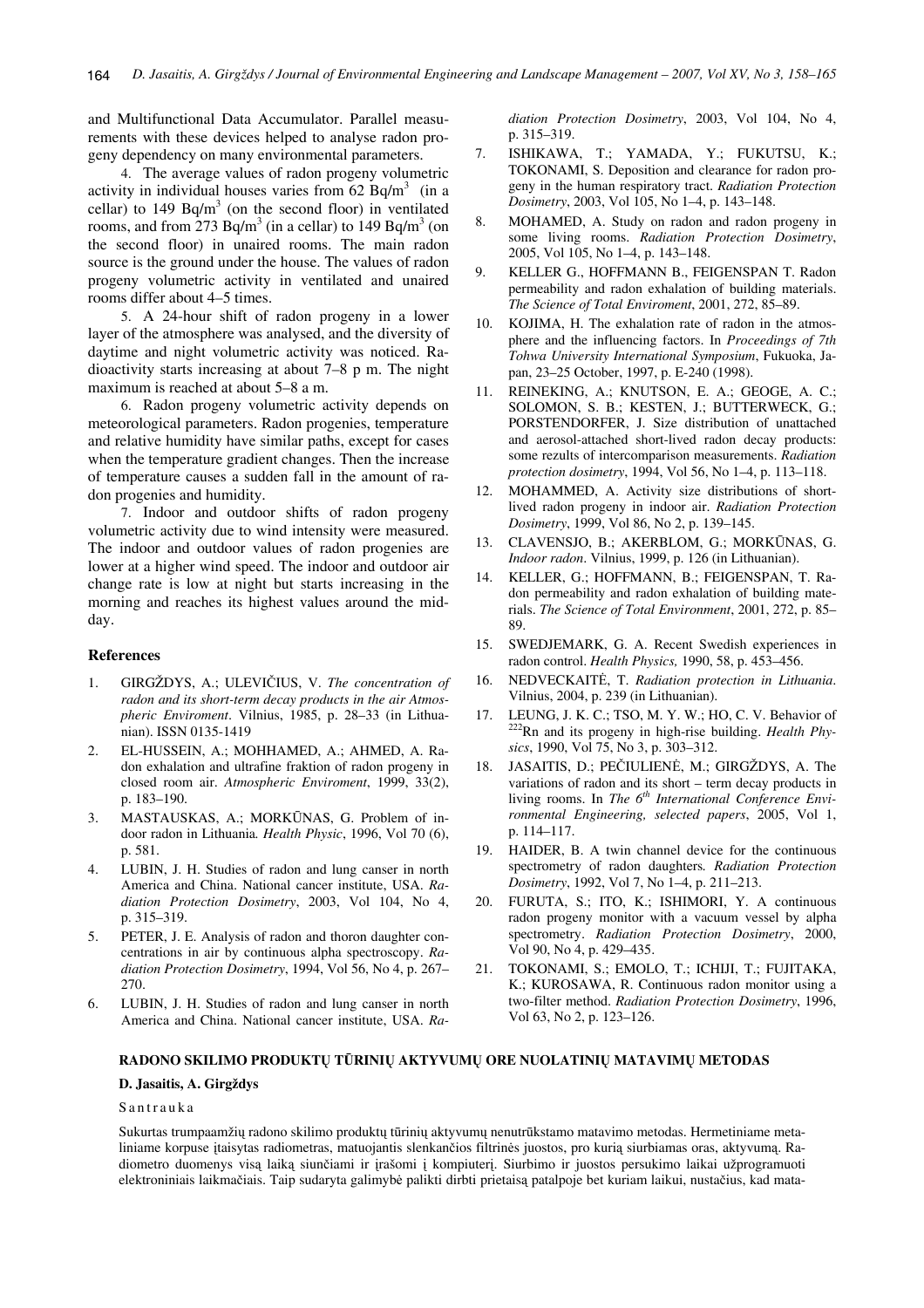and Multifunctional Data Accumulator. Parallel measurements with these devices helped to analyse radon progeny dependency on many environmental parameters.

4. The average values of radon progeny volumetric activity in individual houses varies from 62 Bq/m$^3$ (in a cellar) to 149 Bq/m$^3$ (on the second floor) in ventilated rooms, and from 273 Bq/m$^3$ (in a cellar) to 149 Bq/m$^3$ (on the second floor) in unaired rooms. The main radon source is the ground under the house. The values of radon progeny volumetric activity in ventilated and unaired rooms differ about 4–5 times.

5. A 24-hour shift of radon progeny in a lower layer of the atmosphere was analysed, and the diversity of daytime and night volumetric activity was noticed. Radioactivity starts increasing at about 7–8 p m. The night maximum is reached at about 5–8 a m.

6. Radon progeny volumetric activity depends on meteorological parameters. Radon progenies, temperature and relative humidity have similar paths, except for cases when the temperature gradient changes. Then the increase of temperature causes a sudden fall in the amount of radon progenies and humidity.

7. Indoor and outdoor shifts of radon progeny volumetric activity due to wind intensity were measured. The indoor and outdoor values of radon progenies are lower at a higher wind speed. The indoor and outdoor air change rate is low at night but starts increasing in the morning and reaches its highest values around the midday.

## References

1. GIRGŽDYS, A.; ULEVIČIUS, V. *The concentration of radon and its short-term decay products in the air Atmospheric Enviroment*. Vilnius, 1985, p. 28–33 (in Lithuanian). ISSN 0135-1419
2. EL-HUSSEIN, A.; MOHHAMED, A.; AHMED, A. Radon exhalation and ultrafine fraktion of radon progeny in closed room air. *Atmospheric Enviroment*, 1999, 33(2), p. 183–190.
3. MASTAUSKAS, A.; MORKŪNAS, G. Problem of indoor radon in Lithuania*. Health Physic*, 1996, Vol 70 (6), p. 581.
4. LUBIN, J. H. Studies of radon and lung canser in north America and China. National cancer institute, USA. *Radiation Protection Dosimetry*, 2003, Vol 104, No 4, p. 315–319.
5. PETER, J. E. Analysis of radon and thoron daughter concentrations in air by continuous alpha spectroscopy. *Radiation Protection Dosimetry*, 1994, Vol 56, No 4, p. 267–270.
6. LUBIN, J. H. Studies of radon and lung canser in north America and China. National cancer institute, USA. *Radiation Protection Dosimetry*, 2003, Vol 104, No 4, p. 315–319.
7. ISHIKAWA, T.; YAMADA, Y.; FUKUTSU, K.; TOKONAMI, S. Deposition and clearance for radon progeny in the human respiratory tract. *Radiation Protection Dosimetry*, 2003, Vol 105, No 1–4, p. 143–148.
8. MOHAMED, A. Study on radon and radon progeny in some living rooms. *Radiation Protection Dosimetry*, 2005, Vol 105, No 1–4, p. 143–148.
9. KELLER G., HOFFMANN B., FEIGENSPAN T. Radon permeability and radon exhalation of building materials. *The Science of Total Enviroment*, 2001, 272, 85–89.
10. KOJIMA, H. The exhalation rate of radon in the atmosphere and the influencing factors. In *Proceedings of 7th Tohwa University International Symposium*, Fukuoka, Japan, 23–25 October, 1997, p. E-240 (1998).
11. REINEKING, A.; KNUTSON, E. A.; GEOGE, A. C.; SOLOMON, S. B.; KESTEN, J.; BUTTERWECK, G.; PORSTENDORFER, J. Size distribution of unattached and aerosol-attached short-lived radon decay products: some rezults of intercomparison measurements. *Radiation protection dosimetry*, 1994, Vol 56, No 1–4, p. 113–118.
12. MOHAMMED, A. Activity size distributions of short-lived radon progeny in indoor air. *Radiation Protection Dosimetry*, 1999, Vol 86, No 2, p. 139–145.
13. CLAVENSJO, B.; AKERBLOM, G.; MORKŪNAS, G. *Indoor radon*. Vilnius, 1999, p. 126 (in Lithuanian).
14. KELLER, G.; HOFFMANN, B.; FEIGENSPAN, T. Radon permeability and radon exhalation of building materials. *The Science of Total Environment*, 2001, 272, p. 85–89.
15. SWEDJEMARK, G. A. Recent Swedish experiences in radon control. *Health Physics,* 1990, 58, p. 453–456.
16. NEDVECKAITĖ, T. *Radiation protection in Lithuania*. Vilnius, 2004, p. 239 (in Lithuanian).
17. LEUNG, J. K. C.; TSO, M. Y. W.; HO, C. V. Behavior of $^{222}$Rn and its progeny in high-rise building. *Health Physics*, 1990, Vol 75, No 3, p. 303–312.
18. JASAITIS, D.; PEČIULIENĖ, M.; GIRGŽDYS, A. The variations of radon and its short – term decay products in living rooms. In *The 6$^{th}$ International Conference Environmental Engineering, selected papers*, 2005, Vol 1, p. 114–117.
19. HAIDER, B. A twin channel device for the continuous spectrometry of radon daughters*. Radiation Protection Dosimetry*, 1992, Vol 7, No 1–4, p. 211–213.
20. FURUTA, S.; ITO, K.; ISHIMORI, Y. A continuous radon progeny monitor with a vacuum vessel by alpha spectrometry. *Radiation Protection Dosimetry*, 2000, Vol 90, No 4, p. 429–435.
21. TOKONAMI, S.; EMOLO, T.; ICHIJI, T.; FUJITAKA, K.; KUROSAWA, R. Continuous radon monitor using a two-filter method. *Radiation Protection Dosimetry*, 1996, Vol 63, No 2, p. 123–126.

## RADONO SKILIMO PRODUKTŲ TŪRINIŲ AKTYVUMŲ ORE NUOLATINIŲ MATAVIMŲ METODAS

**D. Jasaitis, A. Girgždys**

Santrauka

Sukurtas trumpaamžių radono skilimo produktų tūrinių aktyvumų nenutrūkstamo matavimo metodas. Hermetiniame metaliniame korpuse įtaisytas radiometras, matuojantis slenkančios filtrinės juostos, pro kurią siurbiamas oras, aktyvumą. Radiometro duomenys visą laiką siunčiami ir įrašomi į kompiuterį. Siurbimo ir juostos persukimo laikai užprogramuoti elektroniniais laikmačiais. Taip sudaryta galimybė palikti dirbti prietaisą patalpoje bet kuriam laikui, nustačius, kad mata-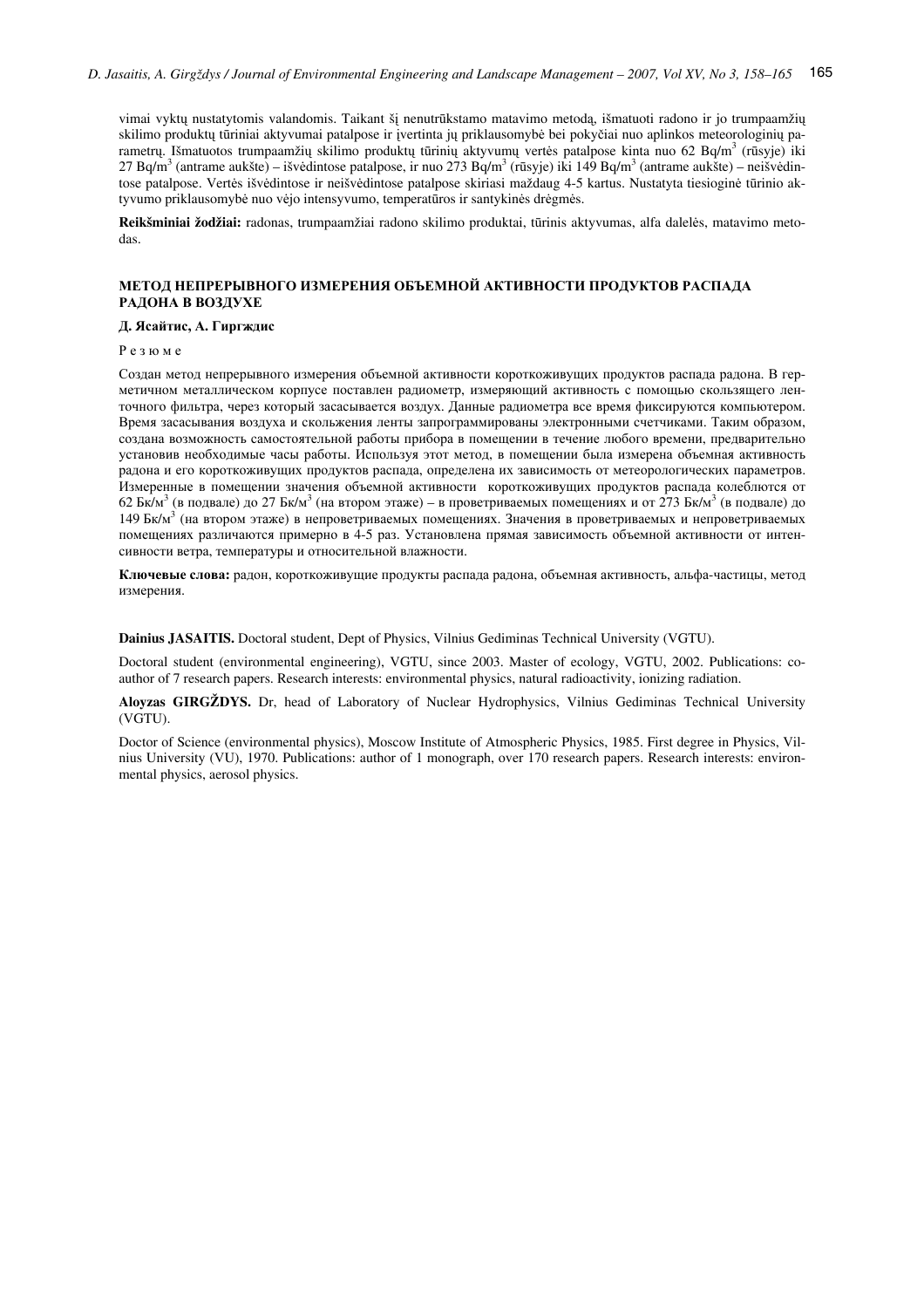vimai vyktų nustatytomis valandomis. Taikant šį nenutrūkstamo matavimo metodą, išmatuoti radono ir jo trumpaamžių skilimo produktų tūriniai aktyvumai patalpose ir įvertinta jų priklausomybė bei pokyčiai nuo aplinkos meteorologinių parametrų. Išmatuotos trumpaamžių skilimo produktų tūrinių aktyvumų vertės patalpose kinta nuo 62 Bq/m$^3$ (rūsyje) iki 27 Bq/m$^3$ (antrame aukšte) – išvėdintose patalpose, ir nuo 273 Bq/m$^3$ (rūsyje) iki 149 Bq/m$^3$ (antrame aukšte) – neišvėdintose patalpose. Vertės išvėdintose ir neišvėdintose patalpose skiriasi maždaug 4-5 kartus. Nustatyta tiesioginė tūrinio aktyvumo priklausomybė nuo vėjo intensyvumo, temperatūros ir santykinės drėgmės.

**Reikšminiai žodžiai:** radonas, trumpaamžiai radono skilimo produktai, tūrinis aktyvumas, alfa dalelės, matavimo metodas.

## МЕТОД НЕПРЕРЫВНОГО ИЗМЕРЕНИЯ ОБЪЕМНОЙ АКТИВНОСТИ ПРОДУКТОВ РАСПАДА РАДОНА В ВОЗДУХЕ

**Д. Ясайтис, А. Гиргждис**

Р е з ю м е

Создан метод непрерывного измерения объемной активности короткоживущих продуктов распада радона. В герметичном металлическом корпусе поставлен радиометр, измеряющий активность с помощью скользящего ленточного фильтра, через который засасывается воздух. Данные радиометра все время фиксируются компьютером. Время засасывания воздуха и скольжения ленты запрограммированы электронными счетчиками. Таким образом, создана возможность самостоятельной работы прибора в помещении в течение любого времени, предварительно установив необходимые часы работы. Используя этот метод, в помещении была измерена объемная активность радона и его короткоживущих продуктов распада, определена их зависимость от метеорологических параметров. Измеренные в помещении значения объемной активности короткоживущих продуктов распада колеблются от 62 Бк/м$^3$ (в подвале) до 27 Бк/м$^3$ (на втором этаже) – в проветриваемых помещениях и от 273 Бк/м$^3$ (в подвале) до 149 Бк/м$^3$ (на втором этаже) в непроветриваемых помещениях. Значения в проветриваемых и непроветриваемых помещениях различаются примерно в 4-5 раз. Установлена прямая зависимость объемной активности от интенсивности ветра, температуры и относительной влажности.

**Ключевые слова:** радон, короткоживущие продукты распада радона, объемная активность, альфа-частицы, метод измерения.

**Dainius JASAITIS.** Doctoral student, Dept of Physics, Vilnius Gediminas Technical University (VGTU).

Doctoral student (environmental engineering), VGTU, since 2003. Master of ecology, VGTU, 2002. Publications: co-author of 7 research papers. Research interests: environmental physics, natural radioactivity, ionizing radiation.

**Aloyzas GIRGŽDYS.** Dr, head of Laboratory of Nuclear Hydrophysics, Vilnius Gediminas Technical University (VGTU).

Doctor of Science (environmental physics), Moscow Institute of Atmospheric Physics, 1985. First degree in Physics, Vilnius University (VU), 1970. Publications: author of 1 monograph, over 170 research papers. Research interests: environmental physics, aerosol physics.